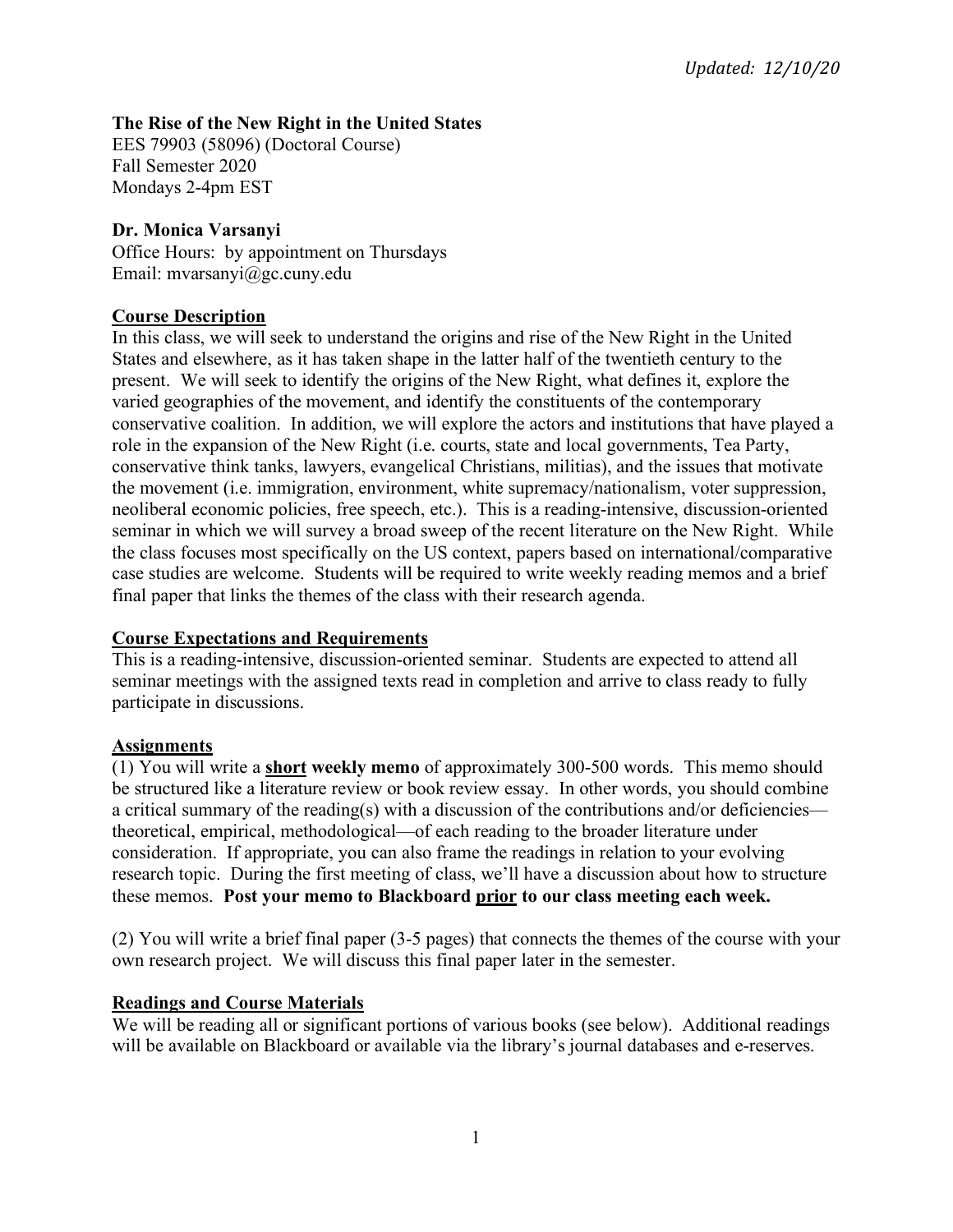*Updated: 12/10/20*

**The Rise of the New Right in the United States**
EES 79903 (58096) (Doctoral Course)
Fall Semester 2020
Mondays 2-4pm EST

**Dr. Monica Varsanyi**
Office Hours: by appointment on Thursdays
Email: mvarsanyi@gc.cuny.edu

## Course Description

In this class, we will seek to understand the origins and rise of the New Right in the United States and elsewhere, as it has taken shape in the latter half of the twentieth century to the present. We will seek to identify the origins of the New Right, what defines it, explore the varied geographies of the movement, and identify the constituents of the contemporary conservative coalition. In addition, we will explore the actors and institutions that have played a role in the expansion of the New Right (i.e. courts, state and local governments, Tea Party, conservative think tanks, lawyers, evangelical Christians, militias), and the issues that motivate the movement (i.e. immigration, environment, white supremacy/nationalism, voter suppression, neoliberal economic policies, free speech, etc.). This is a reading-intensive, discussion-oriented seminar in which we will survey a broad sweep of the recent literature on the New Right. While the class focuses most specifically on the US context, papers based on international/comparative case studies are welcome. Students will be required to write weekly reading memos and a brief final paper that links the themes of the class with their research agenda.

## Course Expectations and Requirements

This is a reading-intensive, discussion-oriented seminar. Students are expected to attend all seminar meetings with the assigned texts read in completion and arrive to class ready to fully participate in discussions.

## Assignments

(1) You will write a **short weekly memo** of approximately 300-500 words. This memo should be structured like a literature review or book review essay. In other words, you should combine a critical summary of the reading(s) with a discussion of the contributions and/or deficiencies—theoretical, empirical, methodological—of each reading to the broader literature under consideration. If appropriate, you can also frame the readings in relation to your evolving research topic. During the first meeting of class, we'll have a discussion about how to structure these memos. **Post your memo to Blackboard prior to our class meeting each week.**

(2) You will write a brief final paper (3-5 pages) that connects the themes of the course with your own research project. We will discuss this final paper later in the semester.

## Readings and Course Materials

We will be reading all or significant portions of various books (see below). Additional readings will be available on Blackboard or available via the library's journal databases and e-reserves.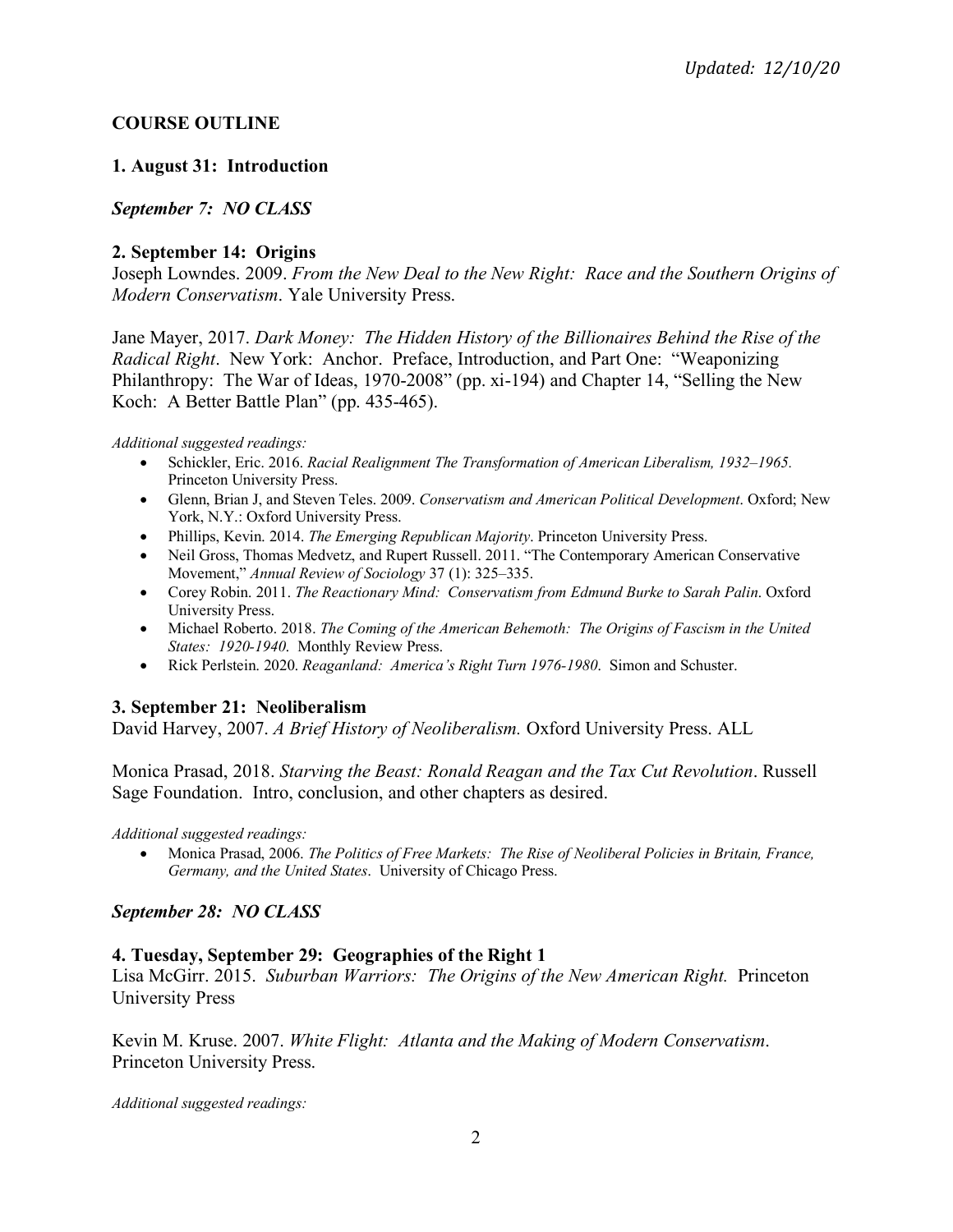*Updated: 12/10/20*

## COURSE OUTLINE

### 1. August 31: Introduction

***September 7: NO CLASS***

### 2. September 14: Origins

Joseph Lowndes. 2009. *From the New Deal to the New Right: Race and the Southern Origins of Modern Conservatism*. Yale University Press.

Jane Mayer, 2017. *Dark Money: The Hidden History of the Billionaires Behind the Rise of the Radical Right*. New York: Anchor. Preface, Introduction, and Part One: "Weaponizing Philanthropy: The War of Ideas, 1970-2008" (pp. xi-194) and Chapter 14, "Selling the New Koch: A Better Battle Plan" (pp. 435-465).

*Additional suggested readings:*

- Schickler, Eric. 2016. *Racial Realignment The Transformation of American Liberalism, 1932–1965.* Princeton University Press.
- Glenn, Brian J, and Steven Teles. 2009. *Conservatism and American Political Development*. Oxford; New York, N.Y.: Oxford University Press.
- Phillips, Kevin. 2014. *The Emerging Republican Majority*. Princeton University Press.
- Neil Gross, Thomas Medvetz, and Rupert Russell. 2011. "The Contemporary American Conservative Movement," *Annual Review of Sociology* 37 (1): 325–335.
- Corey Robin. 2011. *The Reactionary Mind: Conservatism from Edmund Burke to Sarah Palin*. Oxford University Press.
- Michael Roberto. 2018. *The Coming of the American Behemoth: The Origins of Fascism in the United States: 1920-1940.* Monthly Review Press.
- Rick Perlstein. 2020. *Reaganland: America's Right Turn 1976-1980*. Simon and Schuster.

### 3. September 21: Neoliberalism

David Harvey, 2007. *A Brief History of Neoliberalism.* Oxford University Press. ALL

Monica Prasad, 2018. *Starving the Beast: Ronald Reagan and the Tax Cut Revolution*. Russell Sage Foundation. Intro, conclusion, and other chapters as desired.

*Additional suggested readings:*

- Monica Prasad, 2006. *The Politics of Free Markets: The Rise of Neoliberal Policies in Britain, France, Germany, and the United States*. University of Chicago Press.

***September 28: NO CLASS***

### 4. Tuesday, September 29: Geographies of the Right 1

Lisa McGirr. 2015. *Suburban Warriors: The Origins of the New American Right.* Princeton University Press

Kevin M. Kruse. 2007. *White Flight: Atlanta and the Making of Modern Conservatism*. Princeton University Press.

*Additional suggested readings:*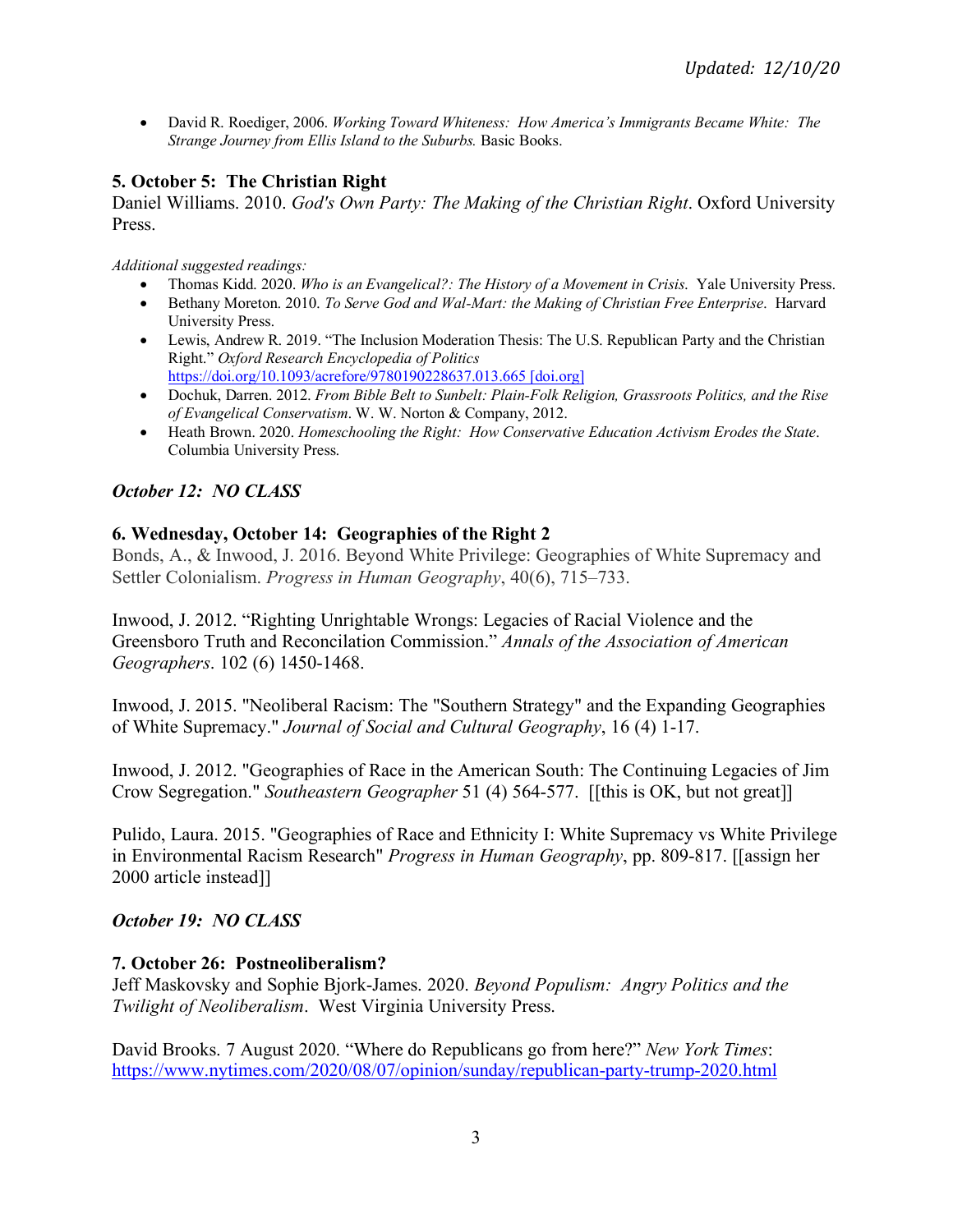- David R. Roediger, 2006. *Working Toward Whiteness: How America's Immigrants Became White: The Strange Journey from Ellis Island to the Suburbs.* Basic Books.

### 5. October 5: The Christian Right

Daniel Williams. 2010. *God's Own Party: The Making of the Christian Right*. Oxford University Press.

*Additional suggested readings:*

- Thomas Kidd. 2020. *Who is an Evangelical?: The History of a Movement in Crisis.* Yale University Press.
- Bethany Moreton. 2010. *To Serve God and Wal-Mart: the Making of Christian Free Enterprise.* Harvard University Press.
- Lewis, Andrew R. 2019. "The Inclusion Moderation Thesis: The U.S. Republican Party and the Christian Right." *Oxford Research Encyclopedia of Politics* https://doi.org/10.1093/acrefore/9780190228637.013.665 [doi.org]
- Dochuk, Darren. 2012. *From Bible Belt to Sunbelt: Plain-Folk Religion, Grassroots Politics, and the Rise of Evangelical Conservatism*. W. W. Norton & Company, 2012.
- Heath Brown. 2020. *Homeschooling the Right: How Conservative Education Activism Erodes the State*. Columbia University Press.

### *October 12: NO CLASS*

### 6. Wednesday, October 14: Geographies of the Right 2

Bonds, A., & Inwood, J. 2016. Beyond White Privilege: Geographies of White Supremacy and Settler Colonialism. *Progress in Human Geography*, 40(6), 715–733.

Inwood, J. 2012. "Righting Unrightable Wrongs: Legacies of Racial Violence and the Greensboro Truth and Reconcilation Commission." *Annals of the Association of American Geographers*. 102 (6) 1450-1468.

Inwood, J. 2015. "Neoliberal Racism: The "Southern Strategy" and the Expanding Geographies of White Supremacy." *Journal of Social and Cultural Geography*, 16 (4) 1-17.

Inwood, J. 2012. "Geographies of Race in the American South: The Continuing Legacies of Jim Crow Segregation." *Southeastern Geographer* 51 (4) 564-577. [[this is OK, but not great]]

Pulido, Laura. 2015. "Geographies of Race and Ethnicity I: White Supremacy vs White Privilege in Environmental Racism Research" *Progress in Human Geography*, pp. 809-817. [[assign her 2000 article instead]]

### *October 19: NO CLASS*

### 7. October 26: Postneoliberalism?

Jeff Maskovsky and Sophie Bjork-James. 2020. *Beyond Populism: Angry Politics and the Twilight of Neoliberalism*. West Virginia University Press.

David Brooks. 7 August 2020. "Where do Republicans go from here?" *New York Times*: https://www.nytimes.com/2020/08/07/opinion/sunday/republican-party-trump-2020.html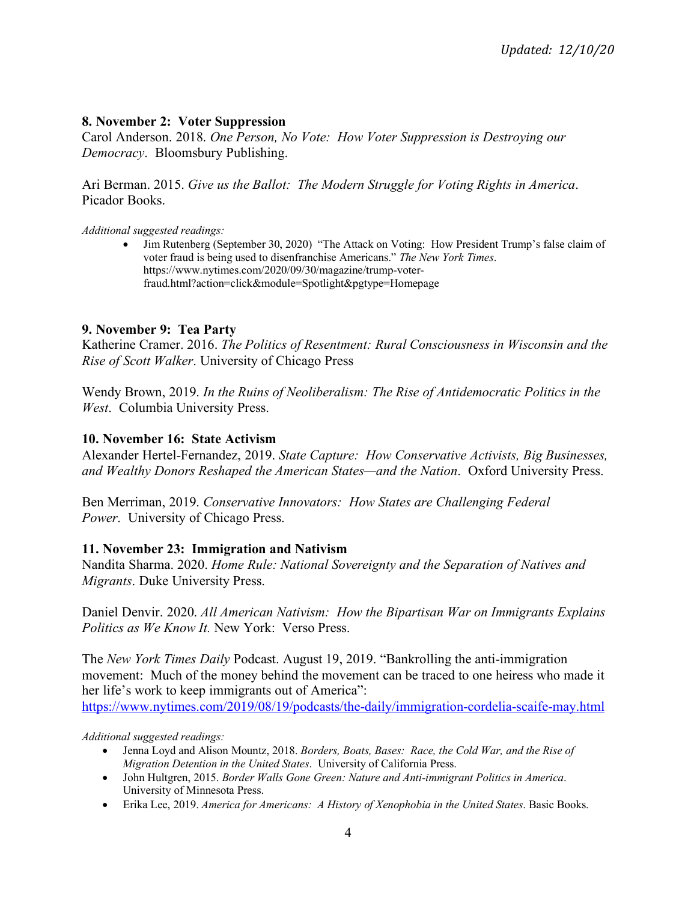*Updated: 12/10/20*

### 8. November 2: Voter Suppression

Carol Anderson. 2018. *One Person, No Vote: How Voter Suppression is Destroying our Democracy*. Bloomsbury Publishing.

Ari Berman. 2015. *Give us the Ballot: The Modern Struggle for Voting Rights in America*. Picador Books.

*Additional suggested readings:*

- Jim Rutenberg (September 30, 2020) "The Attack on Voting: How President Trump's false claim of voter fraud is being used to disenfranchise Americans." *The New York Times*. https://www.nytimes.com/2020/09/30/magazine/trump-voter-fraud.html?action=click&module=Spotlight&pgtype=Homepage

### 9. November 9: Tea Party

Katherine Cramer. 2016. *The Politics of Resentment: Rural Consciousness in Wisconsin and the Rise of Scott Walker*. University of Chicago Press

Wendy Brown, 2019. *In the Ruins of Neoliberalism: The Rise of Antidemocratic Politics in the West*. Columbia University Press.

### 10. November 16: State Activism

Alexander Hertel-Fernandez, 2019. *State Capture: How Conservative Activists, Big Businesses, and Wealthy Donors Reshaped the American States—and the Nation*. Oxford University Press.

Ben Merriman, 2019. *Conservative Innovators: How States are Challenging Federal Power*. University of Chicago Press.

### 11. November 23: Immigration and Nativism

Nandita Sharma. 2020. *Home Rule: National Sovereignty and the Separation of Natives and Migrants*. Duke University Press.

Daniel Denvir. 2020. *All American Nativism: How the Bipartisan War on Immigrants Explains Politics as We Know It.* New York: Verso Press.

The *New York Times Daily* Podcast. August 19, 2019. "Bankrolling the anti-immigration movement: Much of the money behind the movement can be traced to one heiress who made it her life's work to keep immigrants out of America": https://www.nytimes.com/2019/08/19/podcasts/the-daily/immigration-cordelia-scaife-may.html

*Additional suggested readings:*

- Jenna Loyd and Alison Mountz, 2018. *Borders, Boats, Bases: Race, the Cold War, and the Rise of Migration Detention in the United States*. University of California Press.
- John Hultgren, 2015. *Border Walls Gone Green: Nature and Anti-immigrant Politics in America*. University of Minnesota Press.
- Erika Lee, 2019. *America for Americans: A History of Xenophobia in the United States*. Basic Books.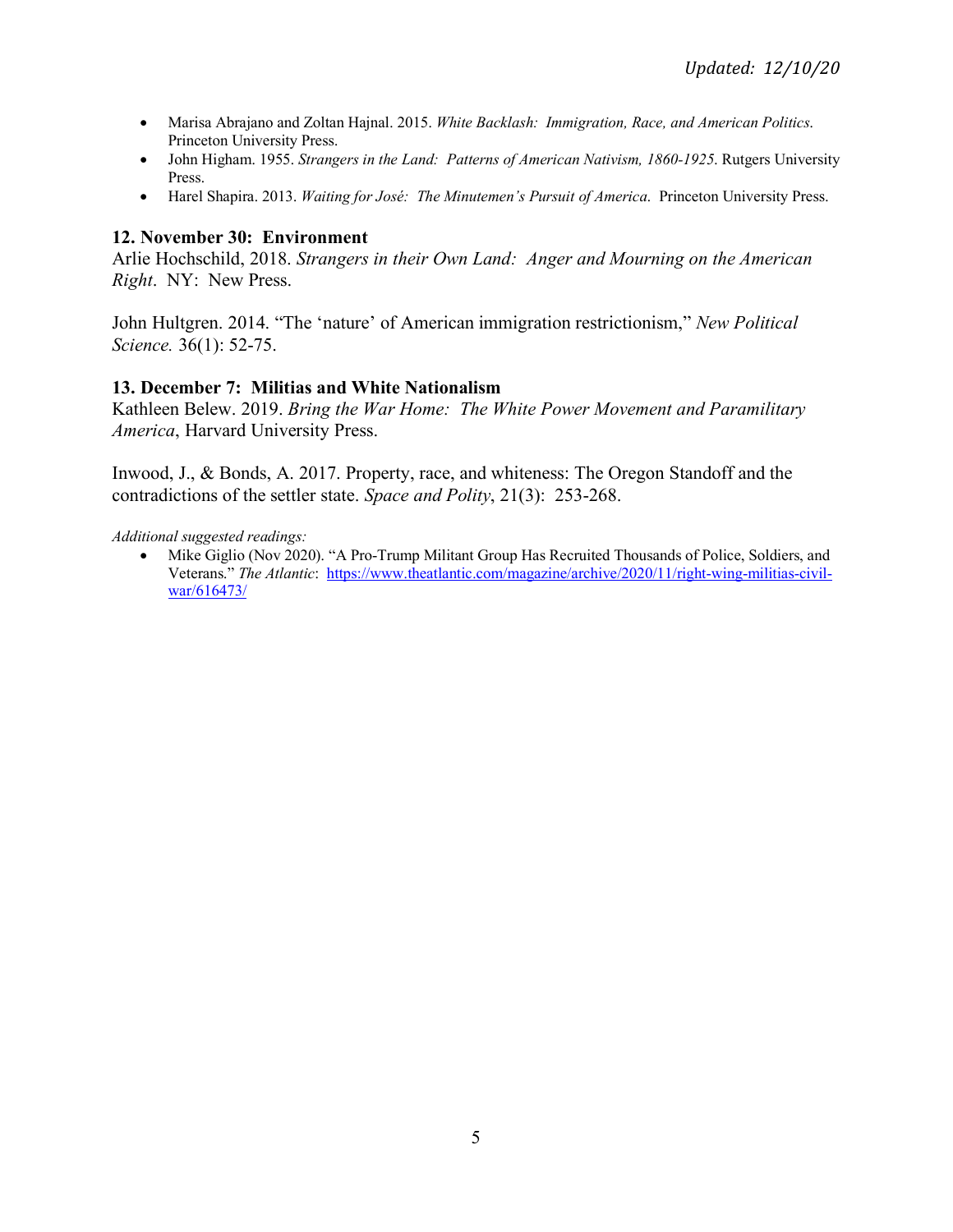- Marisa Abrajano and Zoltan Hajnal. 2015. *White Backlash: Immigration, Race, and American Politics*. Princeton University Press.
- John Higham. 1955. *Strangers in the Land: Patterns of American Nativism, 1860-1925*. Rutgers University Press.
- Harel Shapira. 2013. *Waiting for José: The Minutemen's Pursuit of America*. Princeton University Press.

### 12. November 30: Environment

Arlie Hochschild, 2018. *Strangers in their Own Land: Anger and Mourning on the American Right*. NY: New Press.

John Hultgren. 2014. "The 'nature' of American immigration restrictionism," *New Political Science.* 36(1): 52-75.

### 13. December 7: Militias and White Nationalism

Kathleen Belew. 2019. *Bring the War Home: The White Power Movement and Paramilitary America*, Harvard University Press.

Inwood, J., & Bonds, A. 2017. Property, race, and whiteness: The Oregon Standoff and the contradictions of the settler state. *Space and Polity*, 21(3): 253-268.

*Additional suggested readings:*

- Mike Giglio (Nov 2020). "A Pro-Trump Militant Group Has Recruited Thousands of Police, Soldiers, and Veterans." *The Atlantic*: [https://www.theatlantic.com/magazine/archive/2020/11/right-wing-militias-civil-war/616473/](https://www.theatlantic.com/magazine/archive/2020/11/right-wing-militias-civil-war/616473/)